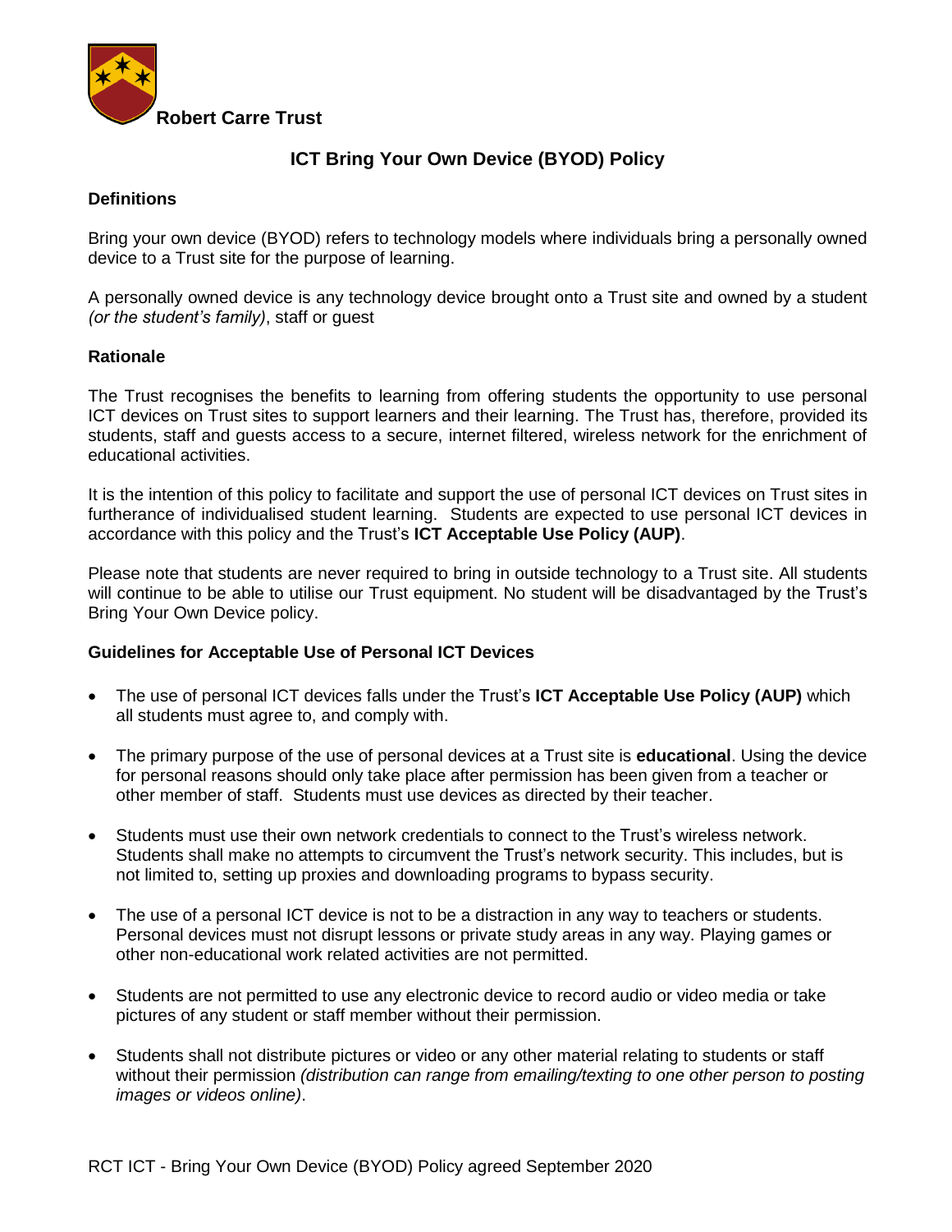**Robert Carre Trust**

# ICT Bring Your Own Device (BYOD) Policy

## Definitions

Bring your own device (BYOD) refers to technology models where individuals bring a personally owned device to a Trust site for the purpose of learning.

A personally owned device is any technology device brought onto a Trust site and owned by a student *(or the student's family)*, staff or guest

## Rationale

The Trust recognises the benefits to learning from offering students the opportunity to use personal ICT devices on Trust sites to support learners and their learning. The Trust has, therefore, provided its students, staff and guests access to a secure, internet filtered, wireless network for the enrichment of educational activities.

It is the intention of this policy to facilitate and support the use of personal ICT devices on Trust sites in furtherance of individualised student learning. Students are expected to use personal ICT devices in accordance with this policy and the Trust's **ICT Acceptable Use Policy (AUP)**.

Please note that students are never required to bring in outside technology to a Trust site. All students will continue to be able to utilise our Trust equipment. No student will be disadvantaged by the Trust's Bring Your Own Device policy.

## Guidelines for Acceptable Use of Personal ICT Devices

- The use of personal ICT devices falls under the Trust's **ICT Acceptable Use Policy (AUP)** which all students must agree to, and comply with.
- The primary purpose of the use of personal devices at a Trust site is **educational**. Using the device for personal reasons should only take place after permission has been given from a teacher or other member of staff. Students must use devices as directed by their teacher.
- Students must use their own network credentials to connect to the Trust's wireless network. Students shall make no attempts to circumvent the Trust's network security. This includes, but is not limited to, setting up proxies and downloading programs to bypass security.
- The use of a personal ICT device is not to be a distraction in any way to teachers or students. Personal devices must not disrupt lessons or private study areas in any way. Playing games or other non-educational work related activities are not permitted.
- Students are not permitted to use any electronic device to record audio or video media or take pictures of any student or staff member without their permission.
- Students shall not distribute pictures or video or any other material relating to students or staff without their permission *(distribution can range from emailing/texting to one other person to posting images or videos online)*.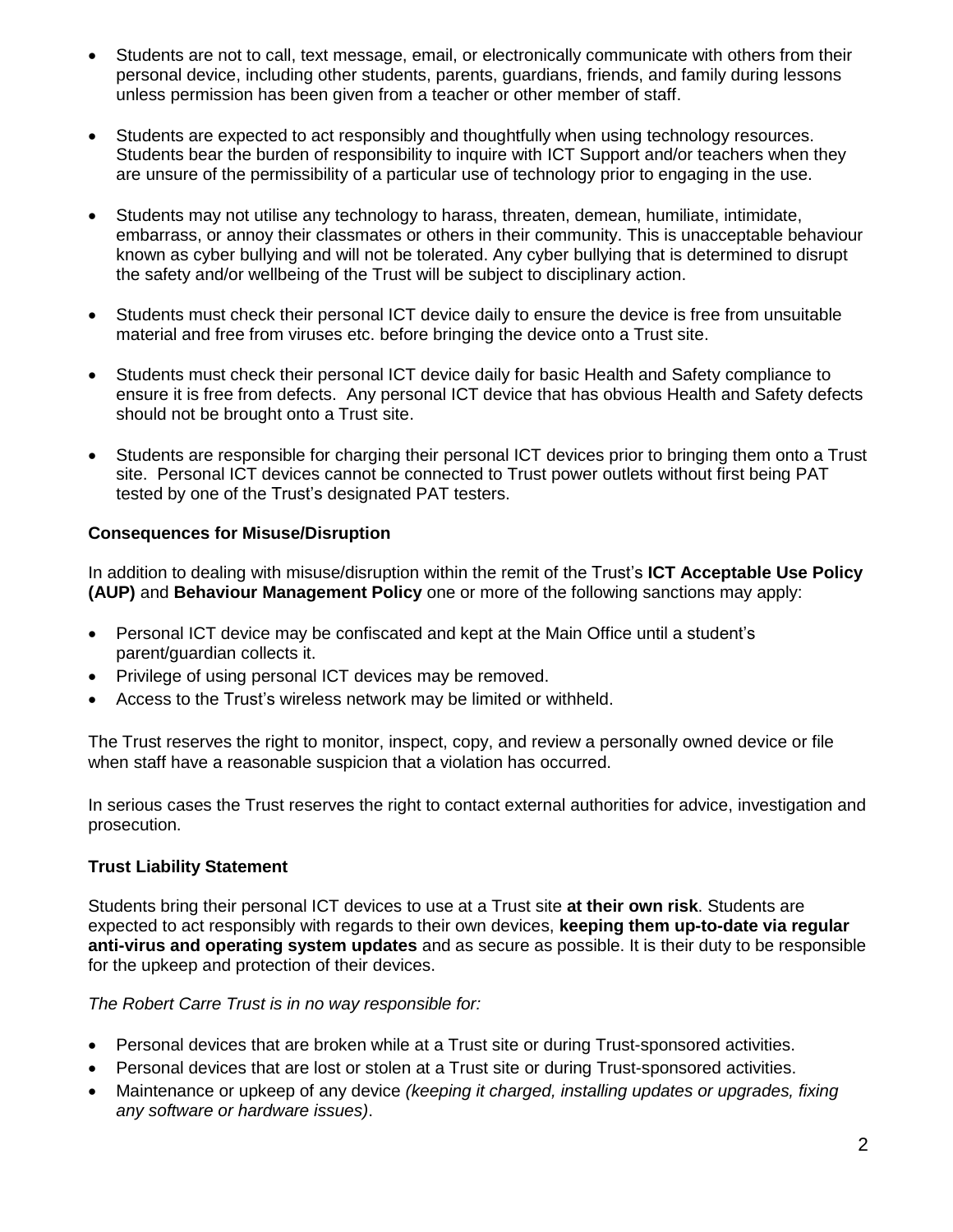- Students are not to call, text message, email, or electronically communicate with others from their personal device, including other students, parents, guardians, friends, and family during lessons unless permission has been given from a teacher or other member of staff.
- Students are expected to act responsibly and thoughtfully when using technology resources. Students bear the burden of responsibility to inquire with ICT Support and/or teachers when they are unsure of the permissibility of a particular use of technology prior to engaging in the use.
- Students may not utilise any technology to harass, threaten, demean, humiliate, intimidate, embarrass, or annoy their classmates or others in their community. This is unacceptable behaviour known as cyber bullying and will not be tolerated. Any cyber bullying that is determined to disrupt the safety and/or wellbeing of the Trust will be subject to disciplinary action.
- Students must check their personal ICT device daily to ensure the device is free from unsuitable material and free from viruses etc. before bringing the device onto a Trust site.
- Students must check their personal ICT device daily for basic Health and Safety compliance to ensure it is free from defects. Any personal ICT device that has obvious Health and Safety defects should not be brought onto a Trust site.
- Students are responsible for charging their personal ICT devices prior to bringing them onto a Trust site. Personal ICT devices cannot be connected to Trust power outlets without first being PAT tested by one of the Trust's designated PAT testers.

**Consequences for Misuse/Disruption**

In addition to dealing with misuse/disruption within the remit of the Trust's **ICT Acceptable Use Policy (AUP)** and **Behaviour Management Policy** one or more of the following sanctions may apply:

- Personal ICT device may be confiscated and kept at the Main Office until a student's parent/guardian collects it.
- Privilege of using personal ICT devices may be removed.
- Access to the Trust's wireless network may be limited or withheld.

The Trust reserves the right to monitor, inspect, copy, and review a personally owned device or file when staff have a reasonable suspicion that a violation has occurred.

In serious cases the Trust reserves the right to contact external authorities for advice, investigation and prosecution.

**Trust Liability Statement**

Students bring their personal ICT devices to use at a Trust site **at their own risk**. Students are expected to act responsibly with regards to their own devices, **keeping them up-to-date via regular anti-virus and operating system updates** and as secure as possible. It is their duty to be responsible for the upkeep and protection of their devices.

*The Robert Carre Trust is in no way responsible for:*

- Personal devices that are broken while at a Trust site or during Trust-sponsored activities.
- Personal devices that are lost or stolen at a Trust site or during Trust-sponsored activities.
- Maintenance or upkeep of any device *(keeping it charged, installing updates or upgrades, fixing any software or hardware issues)*.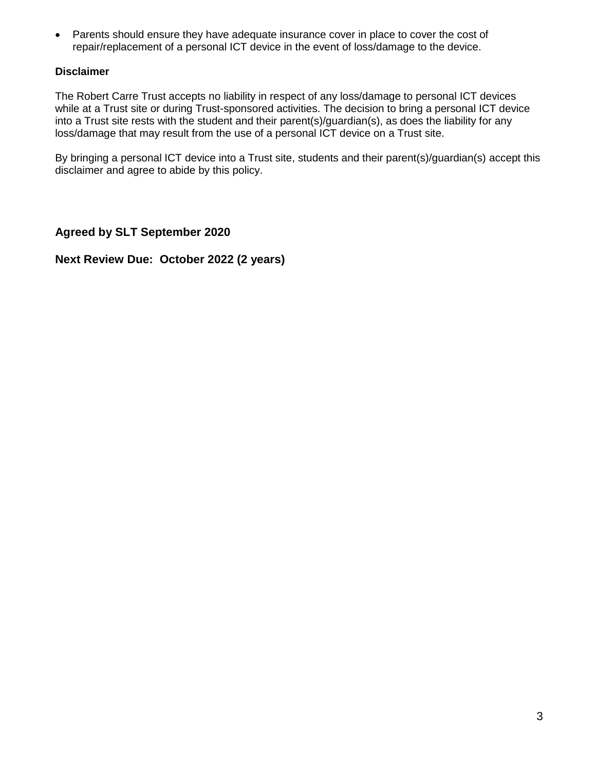- Parents should ensure they have adequate insurance cover in place to cover the cost of repair/replacement of a personal ICT device in the event of loss/damage to the device.

**Disclaimer**

The Robert Carre Trust accepts no liability in respect of any loss/damage to personal ICT devices while at a Trust site or during Trust-sponsored activities. The decision to bring a personal ICT device into a Trust site rests with the student and their parent(s)/guardian(s), as does the liability for any loss/damage that may result from the use of a personal ICT device on a Trust site.

By bringing a personal ICT device into a Trust site, students and their parent(s)/guardian(s) accept this disclaimer and agree to abide by this policy.

**Agreed by SLT September 2020**

**Next Review Due: October 2022 (2 years)**